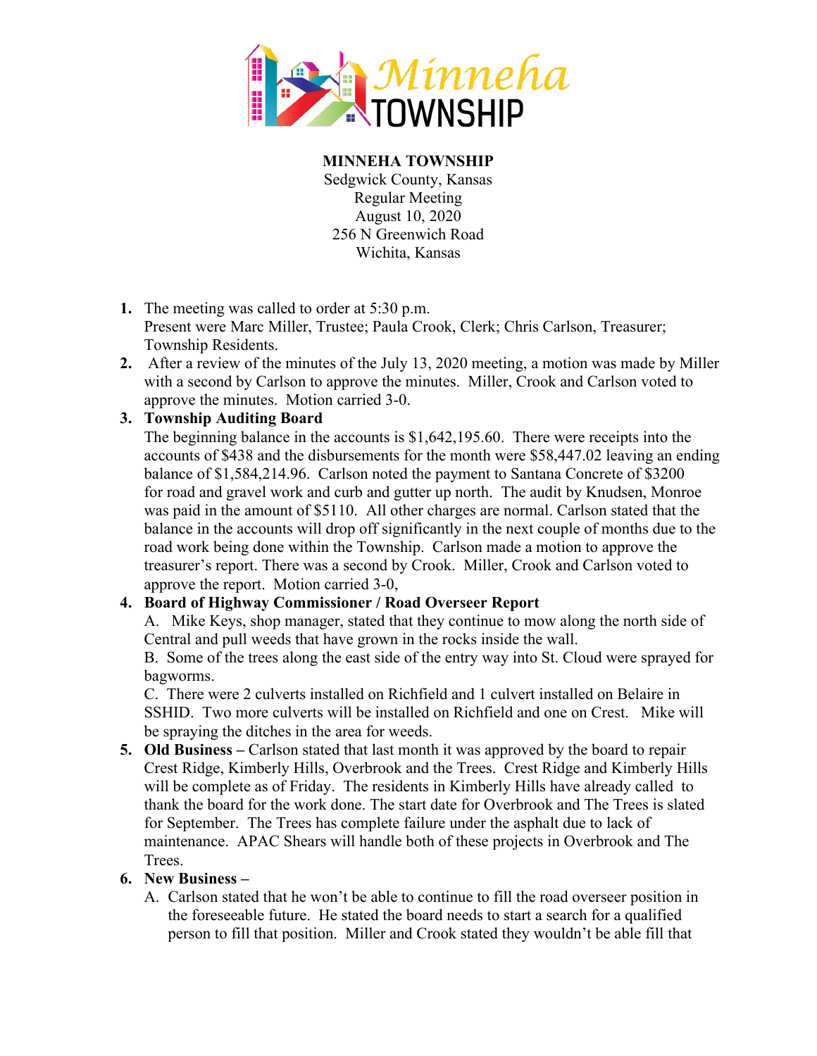Minneha TOWNSHIP

**MINNEHA TOWNSHIP**
Sedgwick County, Kansas
Regular Meeting
August 10, 2020
256 N Greenwich Road
Wichita, Kansas

1. The meeting was called to order at 5:30 p.m.
   Present were Marc Miller, Trustee; Paula Crook, Clerk; Chris Carlson, Treasurer; Township Residents.
2. After a review of the minutes of the July 13, 2020 meeting, a motion was made by Miller with a second by Carlson to approve the minutes. Miller, Crook and Carlson voted to approve the minutes. Motion carried 3-0.
3. **Township Auditing Board**
   The beginning balance in the accounts is $1,642,195.60. There were receipts into the accounts of $438 and the disbursements for the month were $58,447.02 leaving an ending balance of $1,584,214.96. Carlson noted the payment to Santana Concrete of $3200 for road and gravel work and curb and gutter up north. The audit by Knudsen, Monroe was paid in the amount of $5110. All other charges are normal. Carlson stated that the balance in the accounts will drop off significantly in the next couple of months due to the road work being done within the Township. Carlson made a motion to approve the treasurer's report. There was a second by Crook. Miller, Crook and Carlson voted to approve the report. Motion carried 3-0,
4. **Board of Highway Commissioner / Road Overseer Report**
   A. Mike Keys, shop manager, stated that they continue to mow along the north side of Central and pull weeds that have grown in the rocks inside the wall.
   B. Some of the trees along the east side of the entry way into St. Cloud were sprayed for bagworms.
   C. There were 2 culverts installed on Richfield and 1 culvert installed on Belaire in SSHID. Two more culverts will be installed on Richfield and one on Crest. Mike will be spraying the ditches in the area for weeds.
5. **Old Business –** Carlson stated that last month it was approved by the board to repair Crest Ridge, Kimberly Hills, Overbrook and the Trees. Crest Ridge and Kimberly Hills will be complete as of Friday. The residents in Kimberly Hills have already called to thank the board for the work done. The start date for Overbrook and The Trees is slated for September. The Trees has complete failure under the asphalt due to lack of maintenance. APAC Shears will handle both of these projects in Overbrook and The Trees.
6. **New Business –**
   A. Carlson stated that he won't be able to continue to fill the road overseer position in the foreseeable future. He stated the board needs to start a search for a qualified person to fill that position. Miller and Crook stated they wouldn't be able fill that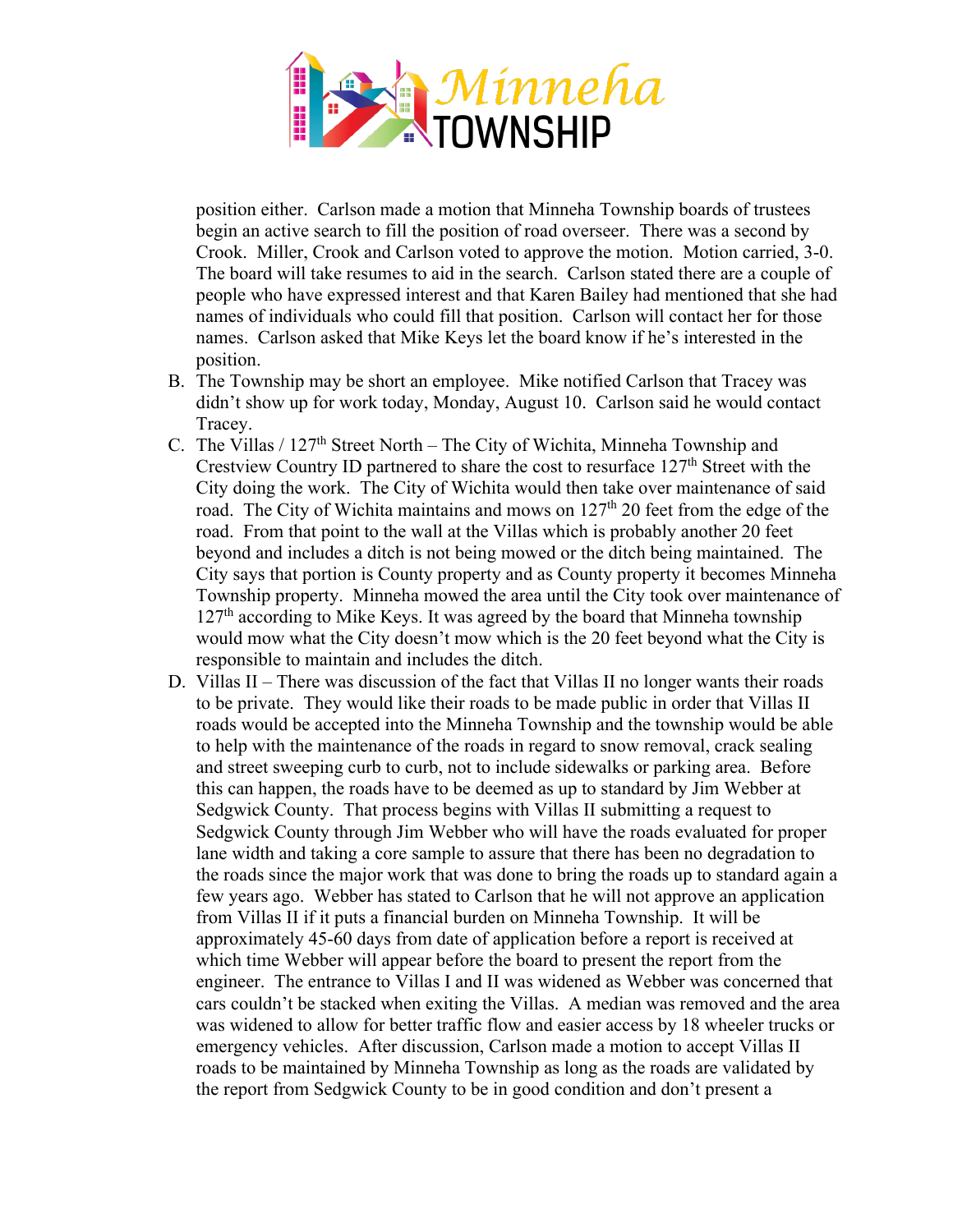position either. Carlson made a motion that Minneha Township boards of trustees begin an active search to fill the position of road overseer. There was a second by Crook. Miller, Crook and Carlson voted to approve the motion. Motion carried, 3-0. The board will take resumes to aid in the search. Carlson stated there are a couple of people who have expressed interest and that Karen Bailey had mentioned that she had names of individuals who could fill that position. Carlson will contact her for those names. Carlson asked that Mike Keys let the board know if he's interested in the position.

B. The Township may be short an employee. Mike notified Carlson that Tracey was didn't show up for work today, Monday, August 10. Carlson said he would contact Tracey.

C. The Villas / 127th Street North – The City of Wichita, Minneha Township and Crestview Country ID partnered to share the cost to resurface 127th Street with the City doing the work. The City of Wichita would then take over maintenance of said road. The City of Wichita maintains and mows on 127th 20 feet from the edge of the road. From that point to the wall at the Villas which is probably another 20 feet beyond and includes a ditch is not being mowed or the ditch being maintained. The City says that portion is County property and as County property it becomes Minneha Township property. Minneha mowed the area until the City took over maintenance of 127th according to Mike Keys. It was agreed by the board that Minneha township would mow what the City doesn't mow which is the 20 feet beyond what the City is responsible to maintain and includes the ditch.

D. Villas II – There was discussion of the fact that Villas II no longer wants their roads to be private. They would like their roads to be made public in order that Villas II roads would be accepted into the Minneha Township and the township would be able to help with the maintenance of the roads in regard to snow removal, crack sealing and street sweeping curb to curb, not to include sidewalks or parking area. Before this can happen, the roads have to be deemed as up to standard by Jim Webber at Sedgwick County. That process begins with Villas II submitting a request to Sedgwick County through Jim Webber who will have the roads evaluated for proper lane width and taking a core sample to assure that there has been no degradation to the roads since the major work that was done to bring the roads up to standard again a few years ago. Webber has stated to Carlson that he will not approve an application from Villas II if it puts a financial burden on Minneha Township. It will be approximately 45-60 days from date of application before a report is received at which time Webber will appear before the board to present the report from the engineer. The entrance to Villas I and II was widened as Webber was concerned that cars couldn't be stacked when exiting the Villas. A median was removed and the area was widened to allow for better traffic flow and easier access by 18 wheeler trucks or emergency vehicles. After discussion, Carlson made a motion to accept Villas II roads to be maintained by Minneha Township as long as the roads are validated by the report from Sedgwick County to be in good condition and don't present a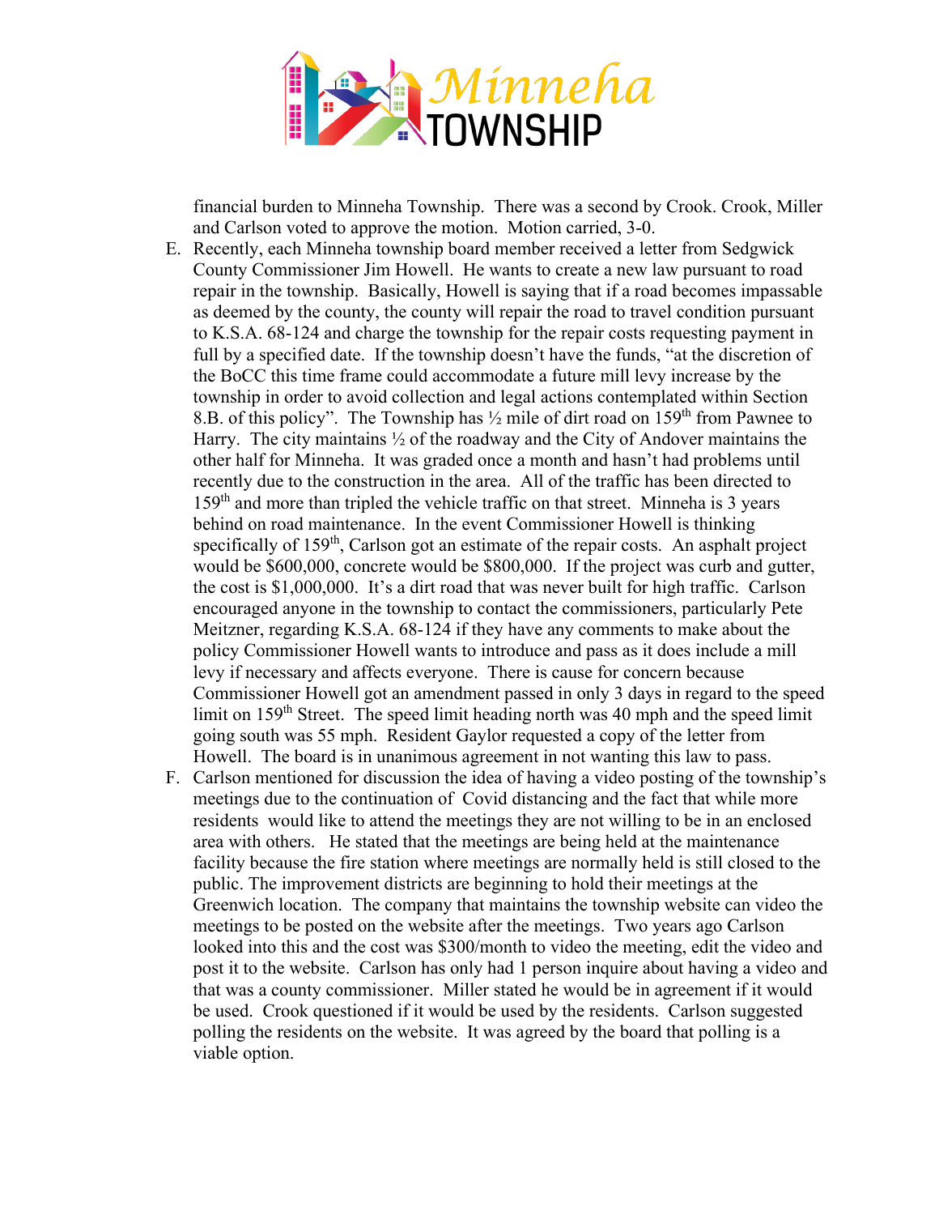financial burden to Minneha Township. There was a second by Crook. Crook, Miller and Carlson voted to approve the motion. Motion carried, 3-0.

E. Recently, each Minneha township board member received a letter from Sedgwick County Commissioner Jim Howell. He wants to create a new law pursuant to road repair in the township. Basically, Howell is saying that if a road becomes impassable as deemed by the county, the county will repair the road to travel condition pursuant to K.S.A. 68-124 and charge the township for the repair costs requesting payment in full by a specified date. If the township doesn't have the funds, "at the discretion of the BoCC this time frame could accommodate a future mill levy increase by the township in order to avoid collection and legal actions contemplated within Section 8.B. of this policy". The Township has ½ mile of dirt road on 159th from Pawnee to Harry. The city maintains ½ of the roadway and the City of Andover maintains the other half for Minneha. It was graded once a month and hasn't had problems until recently due to the construction in the area. All of the traffic has been directed to 159th and more than tripled the vehicle traffic on that street. Minneha is 3 years behind on road maintenance. In the event Commissioner Howell is thinking specifically of 159th, Carlson got an estimate of the repair costs. An asphalt project would be $600,000, concrete would be $800,000. If the project was curb and gutter, the cost is $1,000,000. It's a dirt road that was never built for high traffic. Carlson encouraged anyone in the township to contact the commissioners, particularly Pete Meitzner, regarding K.S.A. 68-124 if they have any comments to make about the policy Commissioner Howell wants to introduce and pass as it does include a mill levy if necessary and affects everyone. There is cause for concern because Commissioner Howell got an amendment passed in only 3 days in regard to the speed limit on 159th Street. The speed limit heading north was 40 mph and the speed limit going south was 55 mph. Resident Gaylor requested a copy of the letter from Howell. The board is in unanimous agreement in not wanting this law to pass.

F. Carlson mentioned for discussion the idea of having a video posting of the township's meetings due to the continuation of Covid distancing and the fact that while more residents would like to attend the meetings they are not willing to be in an enclosed area with others. He stated that the meetings are being held at the maintenance facility because the fire station where meetings are normally held is still closed to the public. The improvement districts are beginning to hold their meetings at the Greenwich location. The company that maintains the township website can video the meetings to be posted on the website after the meetings. Two years ago Carlson looked into this and the cost was $300/month to video the meeting, edit the video and post it to the website. Carlson has only had 1 person inquire about having a video and that was a county commissioner. Miller stated he would be in agreement if it would be used. Crook questioned if it would be used by the residents. Carlson suggested polling the residents on the website. It was agreed by the board that polling is a viable option.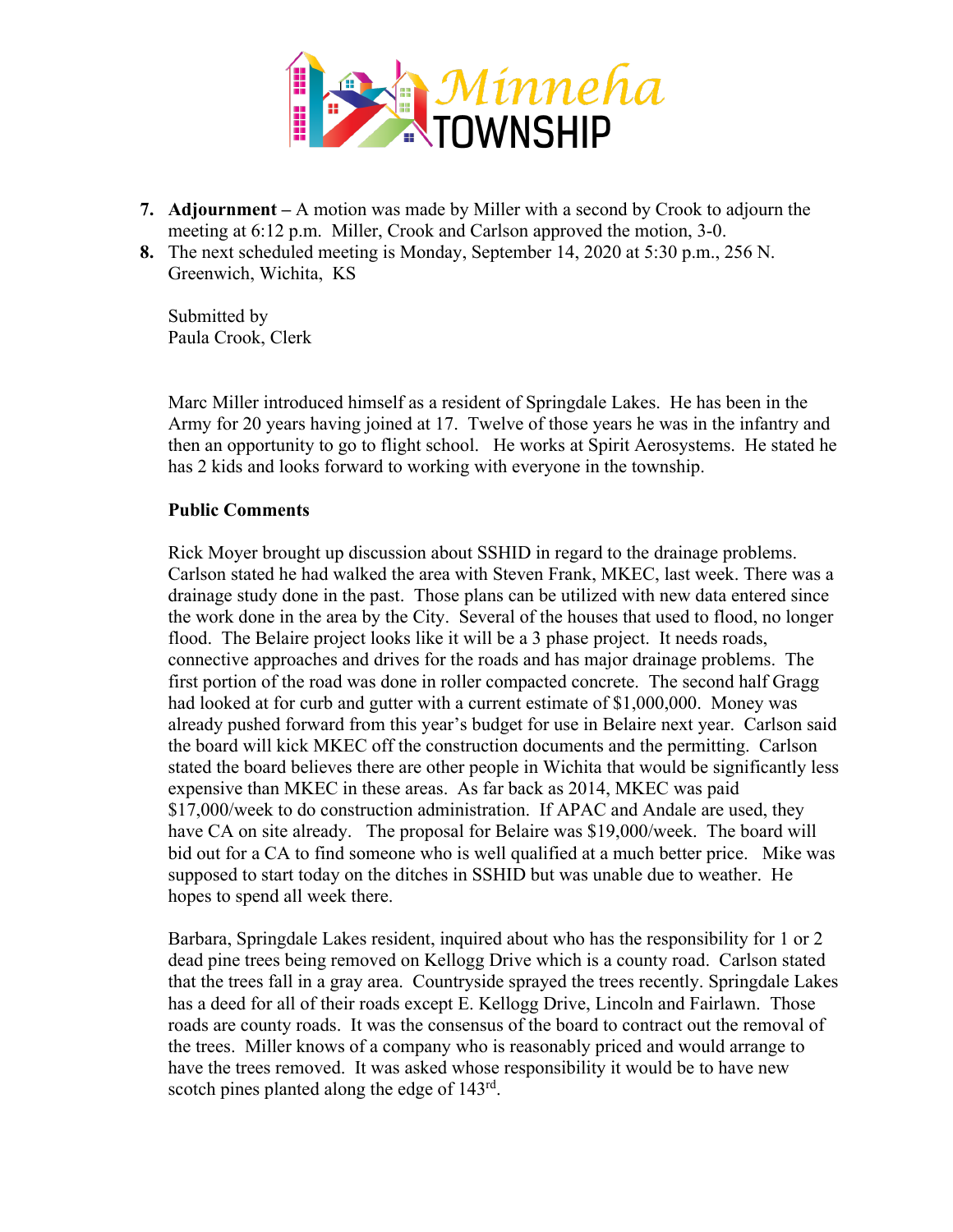7. **Adjournment –** A motion was made by Miller with a second by Crook to adjourn the meeting at 6:12 p.m. Miller, Crook and Carlson approved the motion, 3-0.
8. The next scheduled meeting is Monday, September 14, 2020 at 5:30 p.m., 256 N. Greenwich, Wichita, KS

Submitted by
Paula Crook, Clerk

Marc Miller introduced himself as a resident of Springdale Lakes. He has been in the Army for 20 years having joined at 17. Twelve of those years he was in the infantry and then an opportunity to go to flight school. He works at Spirit Aerosystems. He stated he has 2 kids and looks forward to working with everyone in the township.

**Public Comments**

Rick Moyer brought up discussion about SSHID in regard to the drainage problems. Carlson stated he had walked the area with Steven Frank, MKEC, last week. There was a drainage study done in the past. Those plans can be utilized with new data entered since the work done in the area by the City. Several of the houses that used to flood, no longer flood. The Belaire project looks like it will be a 3 phase project. It needs roads, connective approaches and drives for the roads and has major drainage problems. The first portion of the road was done in roller compacted concrete. The second half Gragg had looked at for curb and gutter with a current estimate of $1,000,000. Money was already pushed forward from this year's budget for use in Belaire next year. Carlson said the board will kick MKEC off the construction documents and the permitting. Carlson stated the board believes there are other people in Wichita that would be significantly less expensive than MKEC in these areas. As far back as 2014, MKEC was paid $17,000/week to do construction administration. If APAC and Andale are used, they have CA on site already. The proposal for Belaire was $19,000/week. The board will bid out for a CA to find someone who is well qualified at a much better price. Mike was supposed to start today on the ditches in SSHID but was unable due to weather. He hopes to spend all week there.

Barbara, Springdale Lakes resident, inquired about who has the responsibility for 1 or 2 dead pine trees being removed on Kellogg Drive which is a county road. Carlson stated that the trees fall in a gray area. Countryside sprayed the trees recently. Springdale Lakes has a deed for all of their roads except E. Kellogg Drive, Lincoln and Fairlawn. Those roads are county roads. It was the consensus of the board to contract out the removal of the trees. Miller knows of a company who is reasonably priced and would arrange to have the trees removed. It was asked whose responsibility it would be to have new scotch pines planted along the edge of 143rd.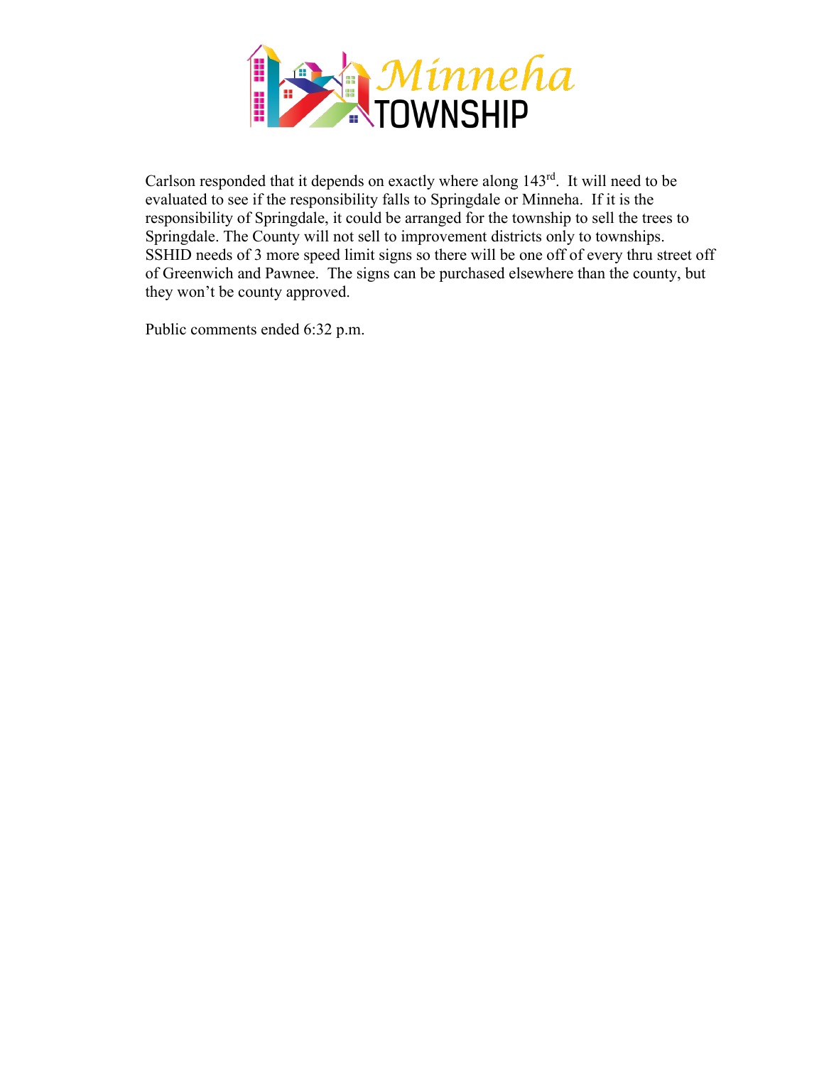Carlson responded that it depends on exactly where along 143rd. It will need to be evaluated to see if the responsibility falls to Springdale or Minneha. If it is the responsibility of Springdale, it could be arranged for the township to sell the trees to Springdale. The County will not sell to improvement districts only to townships. SSHID needs of 3 more speed limit signs so there will be one off of every thru street off of Greenwich and Pawnee. The signs can be purchased elsewhere than the county, but they won't be county approved.

Public comments ended 6:32 p.m.